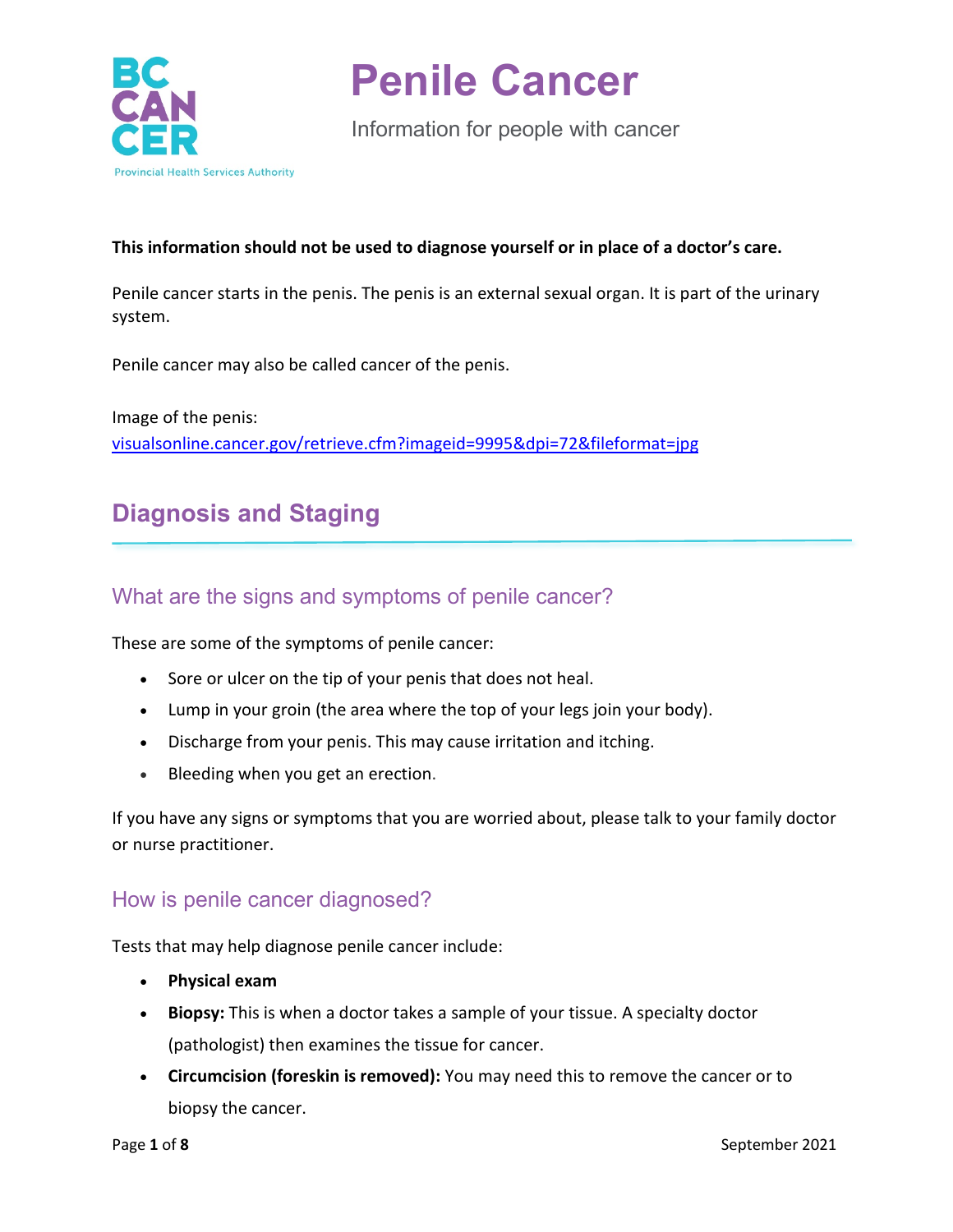# Penile Cancer

Information for people with cancer

**This information should not be used to diagnose yourself or in place of a doctor's care.**

Penile cancer starts in the penis. The penis is an external sexual organ. It is part of the urinary system.

Penile cancer may also be called cancer of the penis.

Image of the penis:
[visualsonline.cancer.gov/retrieve.cfm?imageid=9995&dpi=72&fileformat=jpg](visualsonline.cancer.gov/retrieve.cfm?imageid=9995&dpi=72&fileformat=jpg)

## Diagnosis and Staging

### What are the signs and symptoms of penile cancer?

These are some of the symptoms of penile cancer:

- Sore or ulcer on the tip of your penis that does not heal.
- Lump in your groin (the area where the top of your legs join your body).
- Discharge from your penis. This may cause irritation and itching.
- Bleeding when you get an erection.

If you have any signs or symptoms that you are worried about, please talk to your family doctor or nurse practitioner.

### How is penile cancer diagnosed?

Tests that may help diagnose penile cancer include:

- **Physical exam**
- **Biopsy:** This is when a doctor takes a sample of your tissue. A specialty doctor (pathologist) then examines the tissue for cancer.
- **Circumcision (foreskin is removed):** You may need this to remove the cancer or to biopsy the cancer.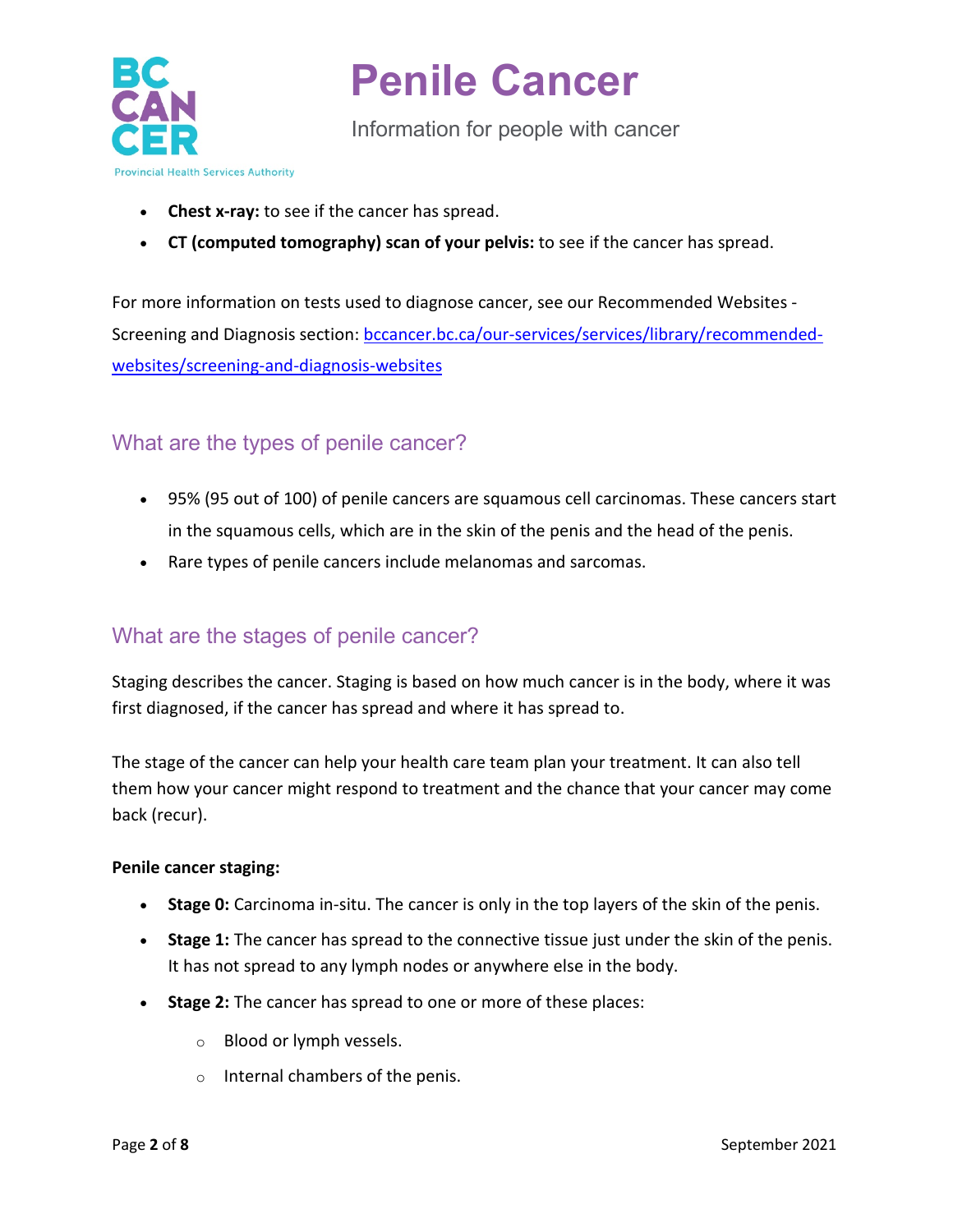- **Chest x-ray:** to see if the cancer has spread.
- **CT (computed tomography) scan of your pelvis:** to see if the cancer has spread.

For more information on tests used to diagnose cancer, see our Recommended Websites - Screening and Diagnosis section: [bccancer.bc.ca/our-services/services/library/recommended-websites/screening-and-diagnosis-websites](bccancer.bc.ca/our-services/services/library/recommended-websites/screening-and-diagnosis-websites)

## What are the types of penile cancer?

- 95% (95 out of 100) of penile cancers are squamous cell carcinomas. These cancers start in the squamous cells, which are in the skin of the penis and the head of the penis.
- Rare types of penile cancers include melanomas and sarcomas.

## What are the stages of penile cancer?

Staging describes the cancer. Staging is based on how much cancer is in the body, where it was first diagnosed, if the cancer has spread and where it has spread to.

The stage of the cancer can help your health care team plan your treatment. It can also tell them how your cancer might respond to treatment and the chance that your cancer may come back (recur).

**Penile cancer staging:**

- **Stage 0:** Carcinoma in-situ. The cancer is only in the top layers of the skin of the penis.
- **Stage 1:** The cancer has spread to the connective tissue just under the skin of the penis. It has not spread to any lymph nodes or anywhere else in the body.
- **Stage 2:** The cancer has spread to one or more of these places:
  - Blood or lymph vessels.
  - Internal chambers of the penis.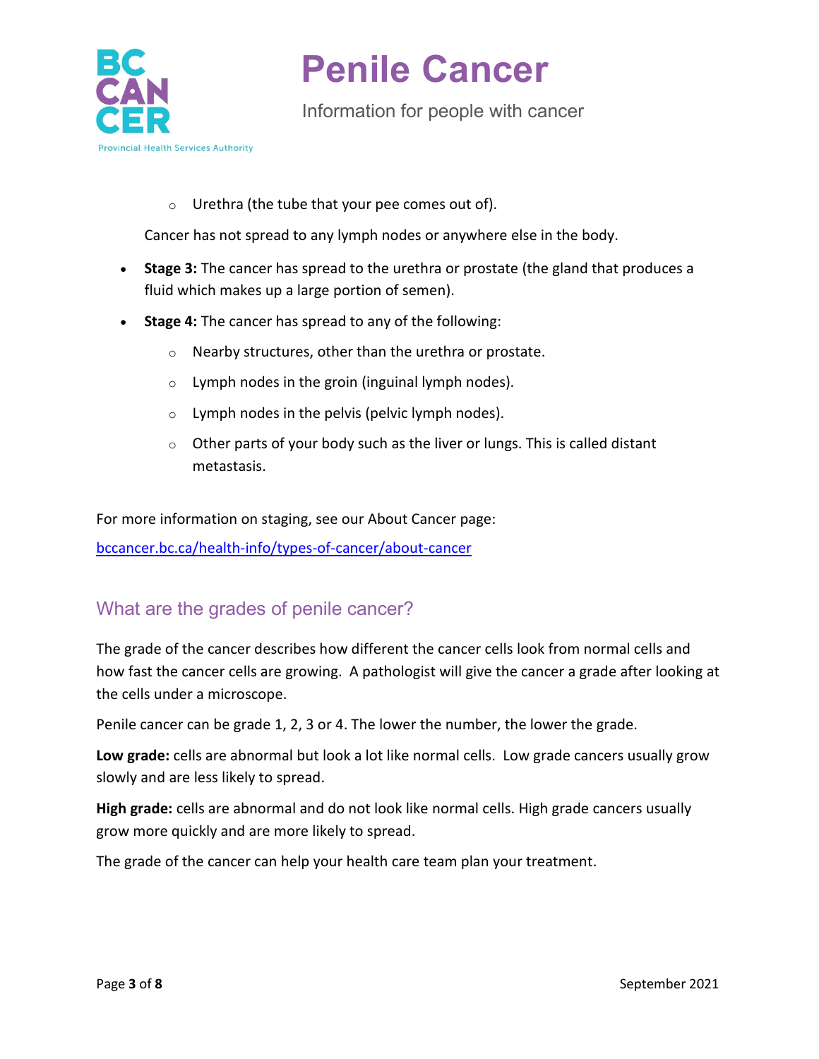- Urethra (the tube that your pee comes out of).

  Cancer has not spread to any lymph nodes or anywhere else in the body.

- **Stage 3:** The cancer has spread to the urethra or prostate (the gland that produces a fluid which makes up a large portion of semen).
- **Stage 4:** The cancer has spread to any of the following:
  - Nearby structures, other than the urethra or prostate.
  - Lymph nodes in the groin (inguinal lymph nodes).
  - Lymph nodes in the pelvis (pelvic lymph nodes).
  - Other parts of your body such as the liver or lungs. This is called distant metastasis.

For more information on staging, see our About Cancer page:

bccancer.bc.ca/health-info/types-of-cancer/about-cancer

## What are the grades of penile cancer?

The grade of the cancer describes how different the cancer cells look from normal cells and how fast the cancer cells are growing. A pathologist will give the cancer a grade after looking at the cells under a microscope.

Penile cancer can be grade 1, 2, 3 or 4. The lower the number, the lower the grade.

**Low grade:** cells are abnormal but look a lot like normal cells. Low grade cancers usually grow slowly and are less likely to spread.

**High grade:** cells are abnormal and do not look like normal cells. High grade cancers usually grow more quickly and are more likely to spread.

The grade of the cancer can help your health care team plan your treatment.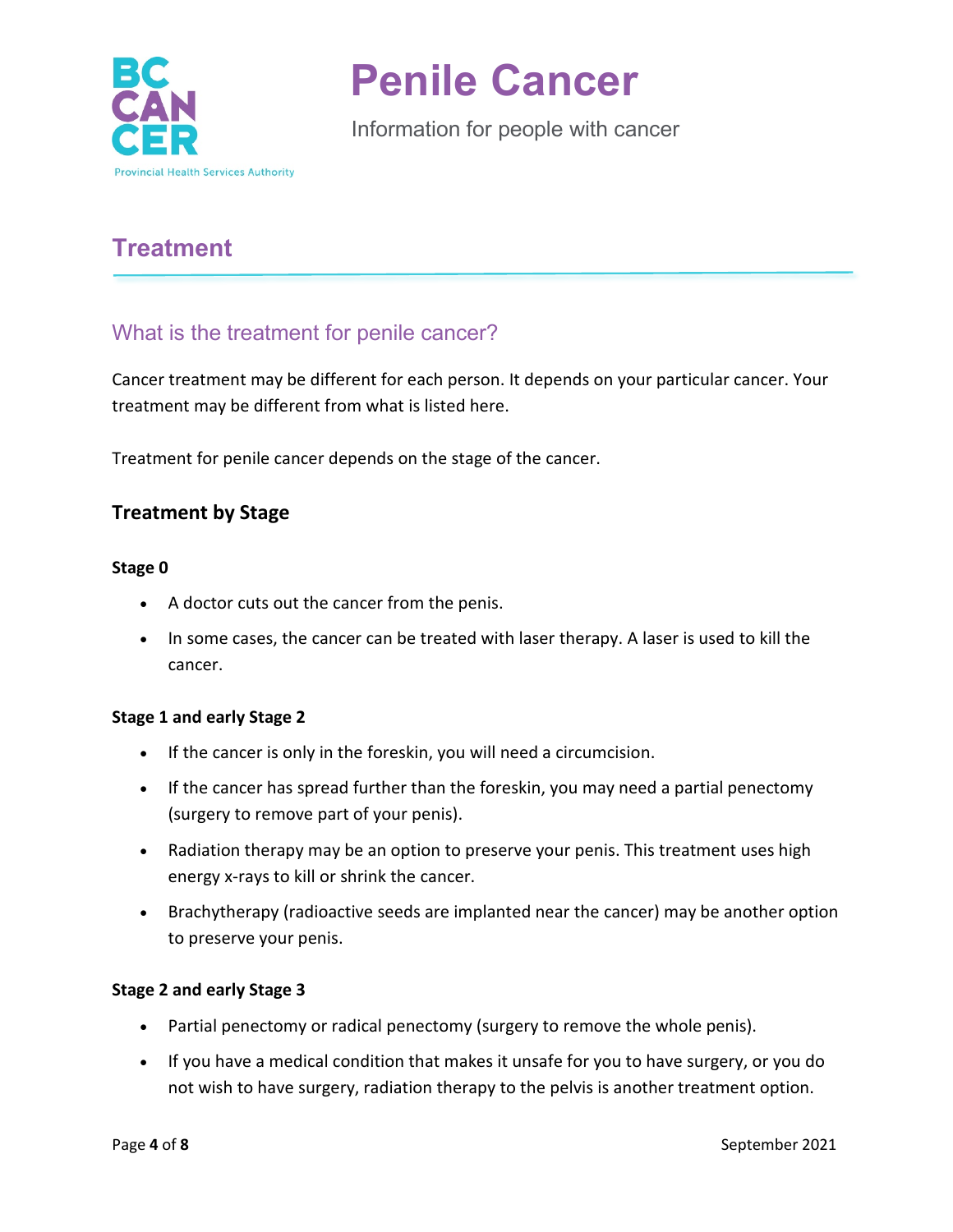## Treatment

### What is the treatment for penile cancer?

Cancer treatment may be different for each person. It depends on your particular cancer. Your treatment may be different from what is listed here.

Treatment for penile cancer depends on the stage of the cancer.

### Treatment by Stage

**Stage 0**

- A doctor cuts out the cancer from the penis.
- In some cases, the cancer can be treated with laser therapy. A laser is used to kill the cancer.

**Stage 1 and early Stage 2**

- If the cancer is only in the foreskin, you will need a circumcision.
- If the cancer has spread further than the foreskin, you may need a partial penectomy (surgery to remove part of your penis).
- Radiation therapy may be an option to preserve your penis. This treatment uses high energy x-rays to kill or shrink the cancer.
- Brachytherapy (radioactive seeds are implanted near the cancer) may be another option to preserve your penis.

**Stage 2 and early Stage 3**

- Partial penectomy or radical penectomy (surgery to remove the whole penis).
- If you have a medical condition that makes it unsafe for you to have surgery, or you do not wish to have surgery, radiation therapy to the pelvis is another treatment option.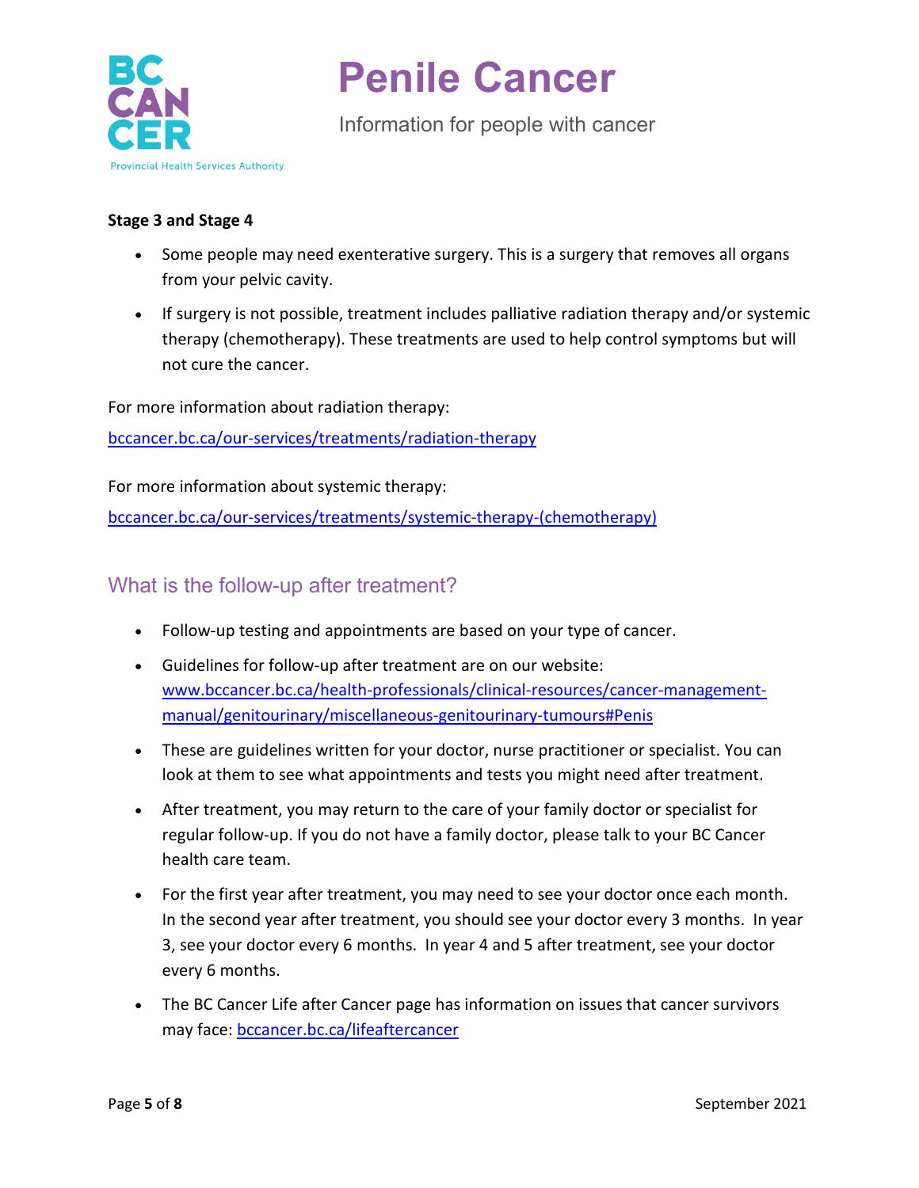**Stage 3 and Stage 4**

- Some people may need exenterative surgery. This is a surgery that removes all organs from your pelvic cavity.
- If surgery is not possible, treatment includes palliative radiation therapy and/or systemic therapy (chemotherapy). These treatments are used to help control symptoms but will not cure the cancer.

For more information about radiation therapy:

bccancer.bc.ca/our-services/treatments/radiation-therapy

For more information about systemic therapy:

bccancer.bc.ca/our-services/treatments/systemic-therapy-(chemotherapy)

## What is the follow-up after treatment?

- Follow-up testing and appointments are based on your type of cancer.
- Guidelines for follow-up after treatment are on our website: www.bccancer.bc.ca/health-professionals/clinical-resources/cancer-management-manual/genitourinary/miscellaneous-genitourinary-tumours#Penis
- These are guidelines written for your doctor, nurse practitioner or specialist. You can look at them to see what appointments and tests you might need after treatment.
- After treatment, you may return to the care of your family doctor or specialist for regular follow-up. If you do not have a family doctor, please talk to your BC Cancer health care team.
- For the first year after treatment, you may need to see your doctor once each month. In the second year after treatment, you should see your doctor every 3 months. In year 3, see your doctor every 6 months. In year 4 and 5 after treatment, see your doctor every 6 months.
- The BC Cancer Life after Cancer page has information on issues that cancer survivors may face: bccancer.bc.ca/lifeaftercancer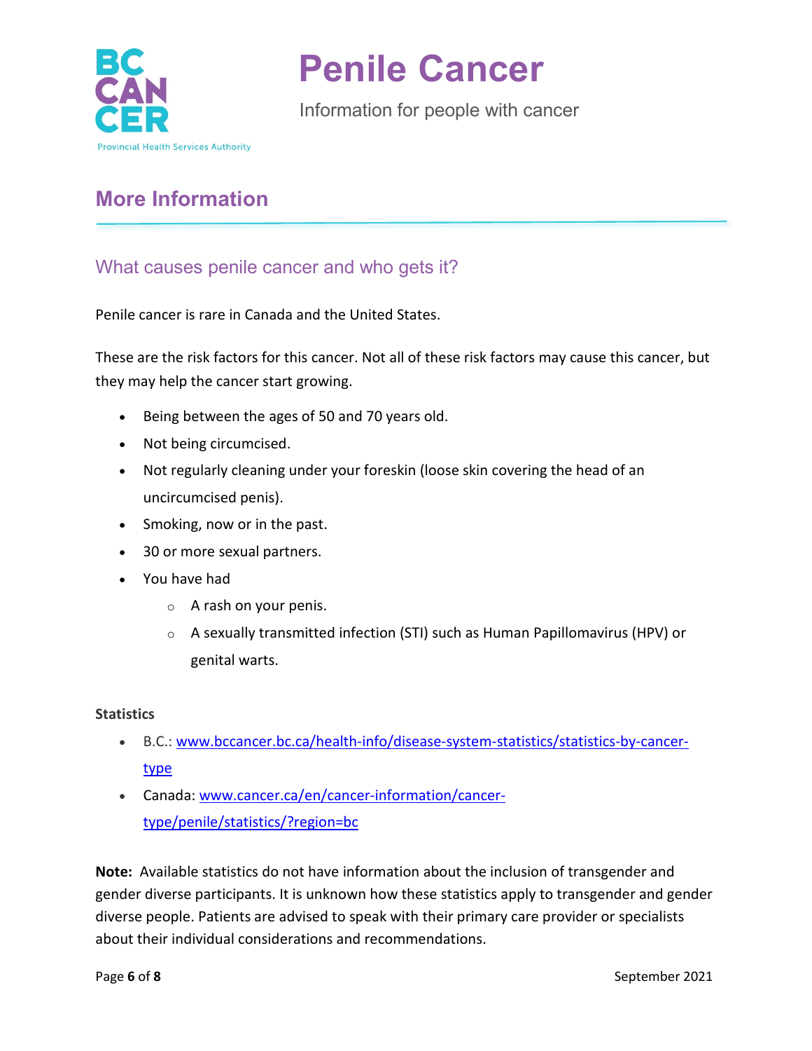## More Information

### What causes penile cancer and who gets it?

Penile cancer is rare in Canada and the United States.

These are the risk factors for this cancer. Not all of these risk factors may cause this cancer, but they may help the cancer start growing.

- Being between the ages of 50 and 70 years old.
- Not being circumcised.
- Not regularly cleaning under your foreskin (loose skin covering the head of an uncircumcised penis).
- Smoking, now or in the past.
- 30 or more sexual partners.
- You have had
  - A rash on your penis.
  - A sexually transmitted infection (STI) such as Human Papillomavirus (HPV) or genital warts.

**Statistics**

- B.C.: [www.bccancer.bc.ca/health-info/disease-system-statistics/statistics-by-cancer-type](http://www.bccancer.bc.ca/health-info/disease-system-statistics/statistics-by-cancer-type)
- Canada: [www.cancer.ca/en/cancer-information/cancer-type/penile/statistics/?region=bc](http://www.cancer.ca/en/cancer-information/cancer-type/penile/statistics/?region=bc)

**Note:** Available statistics do not have information about the inclusion of transgender and gender diverse participants. It is unknown how these statistics apply to transgender and gender diverse people. Patients are advised to speak with their primary care provider or specialists about their individual considerations and recommendations.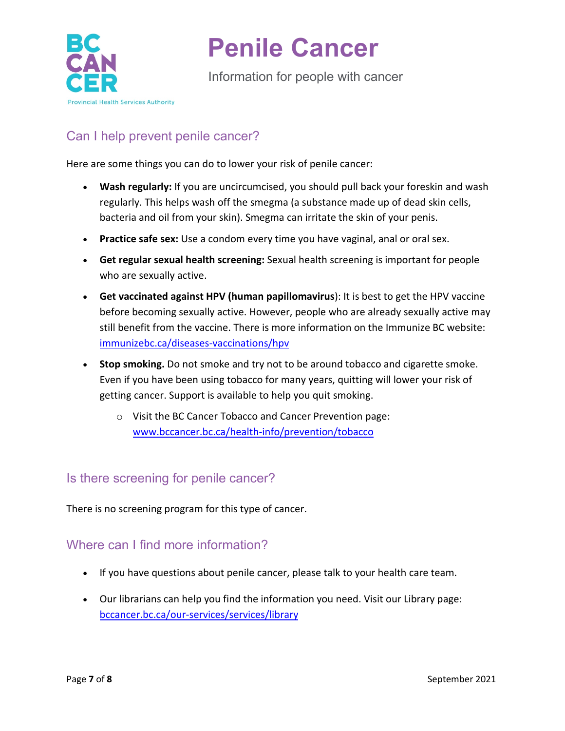## Can I help prevent penile cancer?

Here are some things you can do to lower your risk of penile cancer:

- **Wash regularly:** If you are uncircumcised, you should pull back your foreskin and wash regularly. This helps wash off the smegma (a substance made up of dead skin cells, bacteria and oil from your skin). Smegma can irritate the skin of your penis.
- **Practice safe sex:** Use a condom every time you have vaginal, anal or oral sex.
- **Get regular sexual health screening:** Sexual health screening is important for people who are sexually active.
- **Get vaccinated against HPV (human papillomavirus)**: It is best to get the HPV vaccine before becoming sexually active. However, people who are already sexually active may still benefit from the vaccine. There is more information on the Immunize BC website: [immunizebc.ca/diseases-vaccinations/hpv](immunizebc.ca/diseases-vaccinations/hpv)
- **Stop smoking.** Do not smoke and try not to be around tobacco and cigarette smoke. Even if you have been using tobacco for many years, quitting will lower your risk of getting cancer. Support is available to help you quit smoking.
  - Visit the BC Cancer Tobacco and Cancer Prevention page: [www.bccancer.bc.ca/health-info/prevention/tobacco](www.bccancer.bc.ca/health-info/prevention/tobacco)

## Is there screening for penile cancer?

There is no screening program for this type of cancer.

## Where can I find more information?

- If you have questions about penile cancer, please talk to your health care team.
- Our librarians can help you find the information you need. Visit our Library page: [bccancer.bc.ca/our-services/services/library](bccancer.bc.ca/our-services/services/library)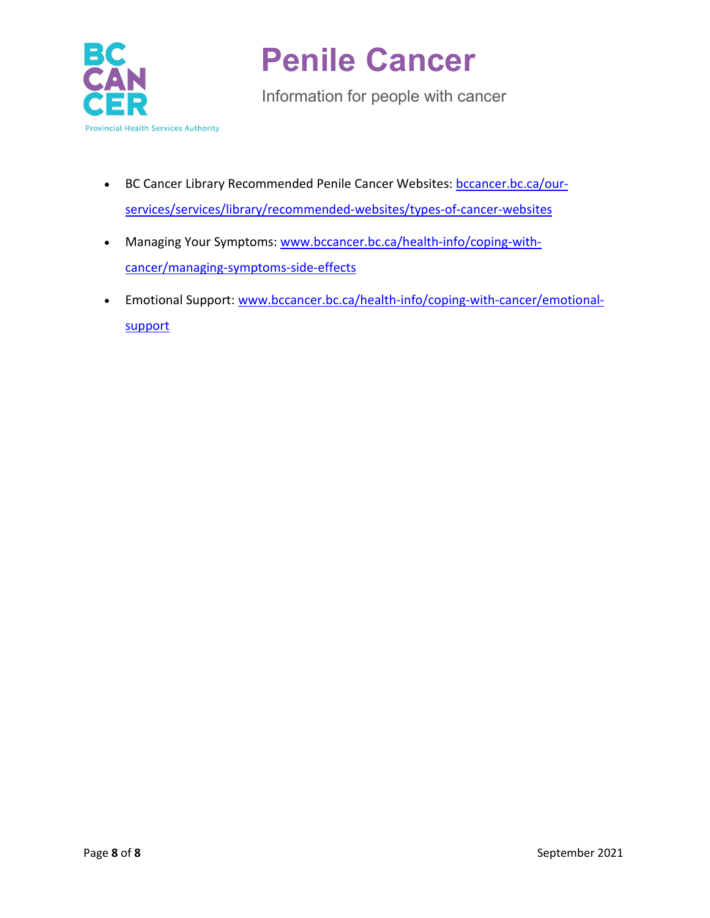- BC Cancer Library Recommended Penile Cancer Websites: [bccancer.bc.ca/our-services/services/library/recommended-websites/types-of-cancer-websites](bccancer.bc.ca/our-services/services/library/recommended-websites/types-of-cancer-websites)
- Managing Your Symptoms: [www.bccancer.bc.ca/health-info/coping-with-cancer/managing-symptoms-side-effects](www.bccancer.bc.ca/health-info/coping-with-cancer/managing-symptoms-side-effects)
- Emotional Support: [www.bccancer.bc.ca/health-info/coping-with-cancer/emotional-support](www.bccancer.bc.ca/health-info/coping-with-cancer/emotional-support)